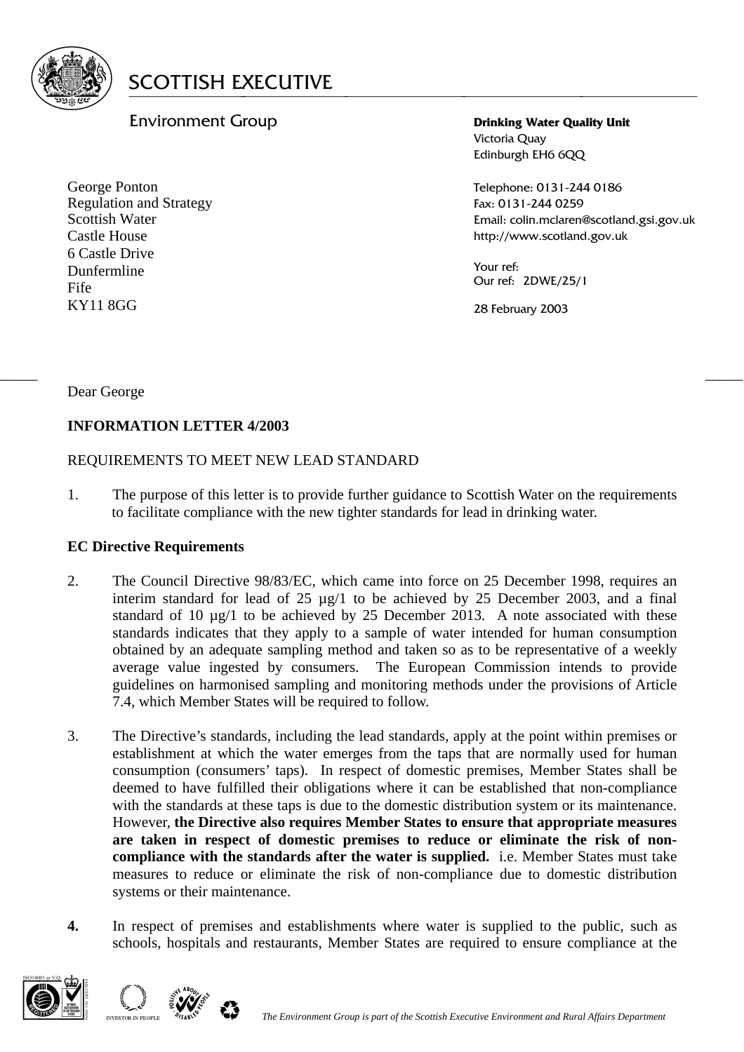# SCOTTISH EXECUTIVE

Environment Group

**Drinking Water Quality Unit**
Victoria Quay
Edinburgh EH6 6QQ

George Ponton
Regulation and Strategy
Scottish Water
Castle House
6 Castle Drive
Dunfermline
Fife
KY11 8GG

Telephone: 0131-244 0186
Fax: 0131-244 0259
Email: colin.mclaren@scotland.gsi.gov.uk
http://www.scotland.gov.uk

Your ref:
Our ref: 2DWE/25/1

28 February 2003

Dear George

**INFORMATION LETTER 4/2003**

REQUIREMENTS TO MEET NEW LEAD STANDARD

1. The purpose of this letter is to provide further guidance to Scottish Water on the requirements to facilitate compliance with the new tighter standards for lead in drinking water.

**EC Directive Requirements**

2. The Council Directive 98/83/EC, which came into force on 25 December 1998, requires an interim standard for lead of 25 µg/1 to be achieved by 25 December 2003, and a final standard of 10 µg/1 to be achieved by 25 December 2013. A note associated with these standards indicates that they apply to a sample of water intended for human consumption obtained by an adequate sampling method and taken so as to be representative of a weekly average value ingested by consumers. The European Commission intends to provide guidelines on harmonised sampling and monitoring methods under the provisions of Article 7.4, which Member States will be required to follow.

3. The Directive's standards, including the lead standards, apply at the point within premises or establishment at which the water emerges from the taps that are normally used for human consumption (consumers' taps). In respect of domestic premises, Member States shall be deemed to have fulfilled their obligations where it can be established that non-compliance with the standards at these taps is due to the domestic distribution system or its maintenance. However, **the Directive also requires Member States to ensure that appropriate measures are taken in respect of domestic premises to reduce or eliminate the risk of non-compliance with the standards after the water is supplied.** i.e. Member States must take measures to reduce or eliminate the risk of non-compliance due to domestic distribution systems or their maintenance.

**4.** In respect of premises and establishments where water is supplied to the public, such as schools, hospitals and restaurants, Member States are required to ensure compliance at the

*The Environment Group is part of the Scottish Executive Environment and Rural Affairs Department*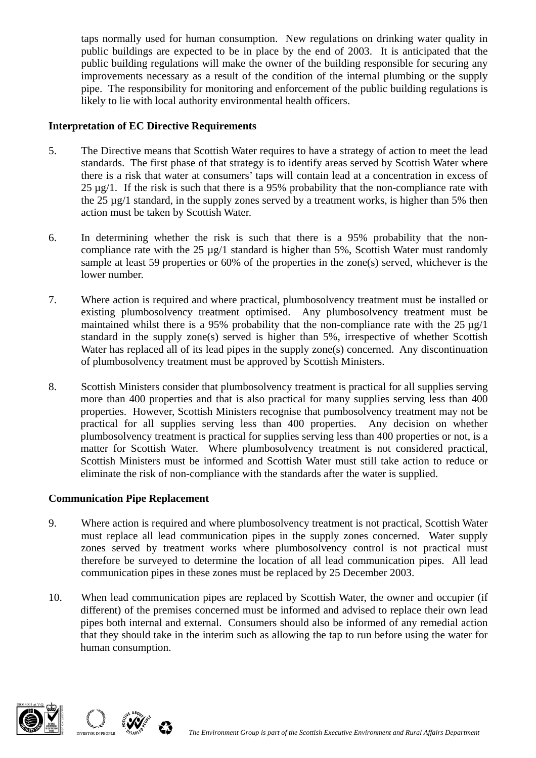taps normally used for human consumption. New regulations on drinking water quality in public buildings are expected to be in place by the end of 2003. It is anticipated that the public building regulations will make the owner of the building responsible for securing any improvements necessary as a result of the condition of the internal plumbing or the supply pipe. The responsibility for monitoring and enforcement of the public building regulations is likely to lie with local authority environmental health officers.

**Interpretation of EC Directive Requirements**

5. The Directive means that Scottish Water requires to have a strategy of action to meet the lead standards. The first phase of that strategy is to identify areas served by Scottish Water where there is a risk that water at consumers' taps will contain lead at a concentration in excess of 25 µg/1. If the risk is such that there is a 95% probability that the non-compliance rate with the 25 µg/1 standard, in the supply zones served by a treatment works, is higher than 5% then action must be taken by Scottish Water.

6. In determining whether the risk is such that there is a 95% probability that the non-compliance rate with the 25 µg/1 standard is higher than 5%, Scottish Water must randomly sample at least 59 properties or 60% of the properties in the zone(s) served, whichever is the lower number.

7. Where action is required and where practical, plumbosolvency treatment must be installed or existing plumbosolvency treatment optimised. Any plumbosolvency treatment must be maintained whilst there is a 95% probability that the non-compliance rate with the 25 µg/1 standard in the supply zone(s) served is higher than 5%, irrespective of whether Scottish Water has replaced all of its lead pipes in the supply zone(s) concerned. Any discontinuation of plumbosolvency treatment must be approved by Scottish Ministers.

8. Scottish Ministers consider that plumbosolvency treatment is practical for all supplies serving more than 400 properties and that is also practical for many supplies serving less than 400 properties. However, Scottish Ministers recognise that pumbosolvency treatment may not be practical for all supplies serving less than 400 properties. Any decision on whether plumbosolvency treatment is practical for supplies serving less than 400 properties or not, is a matter for Scottish Water. Where plumbosolvency treatment is not considered practical, Scottish Ministers must be informed and Scottish Water must still take action to reduce or eliminate the risk of non-compliance with the standards after the water is supplied.

**Communication Pipe Replacement**

9. Where action is required and where plumbosolvency treatment is not practical, Scottish Water must replace all lead communication pipes in the supply zones concerned. Water supply zones served by treatment works where plumbosolvency control is not practical must therefore be surveyed to determine the location of all lead communication pipes. All lead communication pipes in these zones must be replaced by 25 December 2003.

10. When lead communication pipes are replaced by Scottish Water, the owner and occupier (if different) of the premises concerned must be informed and advised to replace their own lead pipes both internal and external. Consumers should also be informed of any remedial action that they should take in the interim such as allowing the tap to run before using the water for human consumption.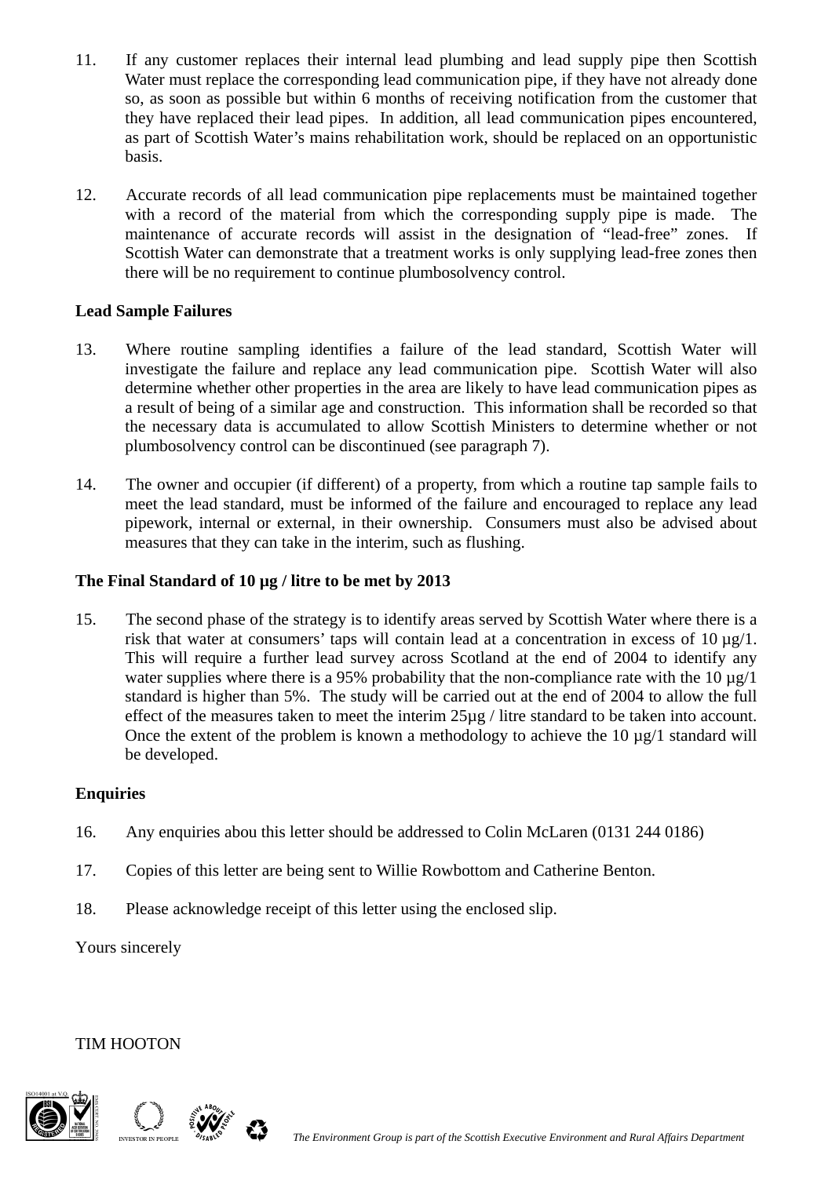11. If any customer replaces their internal lead plumbing and lead supply pipe then Scottish Water must replace the corresponding lead communication pipe, if they have not already done so, as soon as possible but within 6 months of receiving notification from the customer that they have replaced their lead pipes. In addition, all lead communication pipes encountered, as part of Scottish Water's mains rehabilitation work, should be replaced on an opportunistic basis.

12. Accurate records of all lead communication pipe replacements must be maintained together with a record of the material from which the corresponding supply pipe is made. The maintenance of accurate records will assist in the designation of "lead-free" zones. If Scottish Water can demonstrate that a treatment works is only supplying lead-free zones then there will be no requirement to continue plumbosolvency control.

**Lead Sample Failures**

13. Where routine sampling identifies a failure of the lead standard, Scottish Water will investigate the failure and replace any lead communication pipe. Scottish Water will also determine whether other properties in the area are likely to have lead communication pipes as a result of being of a similar age and construction. This information shall be recorded so that the necessary data is accumulated to allow Scottish Ministers to determine whether or not plumbosolvency control can be discontinued (see paragraph 7).

14. The owner and occupier (if different) of a property, from which a routine tap sample fails to meet the lead standard, must be informed of the failure and encouraged to replace any lead pipework, internal or external, in their ownership. Consumers must also be advised about measures that they can take in the interim, such as flushing.

**The Final Standard of 10 µg / litre to be met by 2013**

15. The second phase of the strategy is to identify areas served by Scottish Water where there is a risk that water at consumers' taps will contain lead at a concentration in excess of 10 µg/1. This will require a further lead survey across Scotland at the end of 2004 to identify any water supplies where there is a 95% probability that the non-compliance rate with the 10 µg/1 standard is higher than 5%. The study will be carried out at the end of 2004 to allow the full effect of the measures taken to meet the interim 25µg / litre standard to be taken into account. Once the extent of the problem is known a methodology to achieve the 10 µg/1 standard will be developed.

**Enquiries**

16. Any enquiries abou this letter should be addressed to Colin McLaren (0131 244 0186)

17. Copies of this letter are being sent to Willie Rowbottom and Catherine Benton.

18. Please acknowledge receipt of this letter using the enclosed slip.

Yours sincerely

TIM HOOTON

*The Environment Group is part of the Scottish Executive Environment and Rural Affairs Department*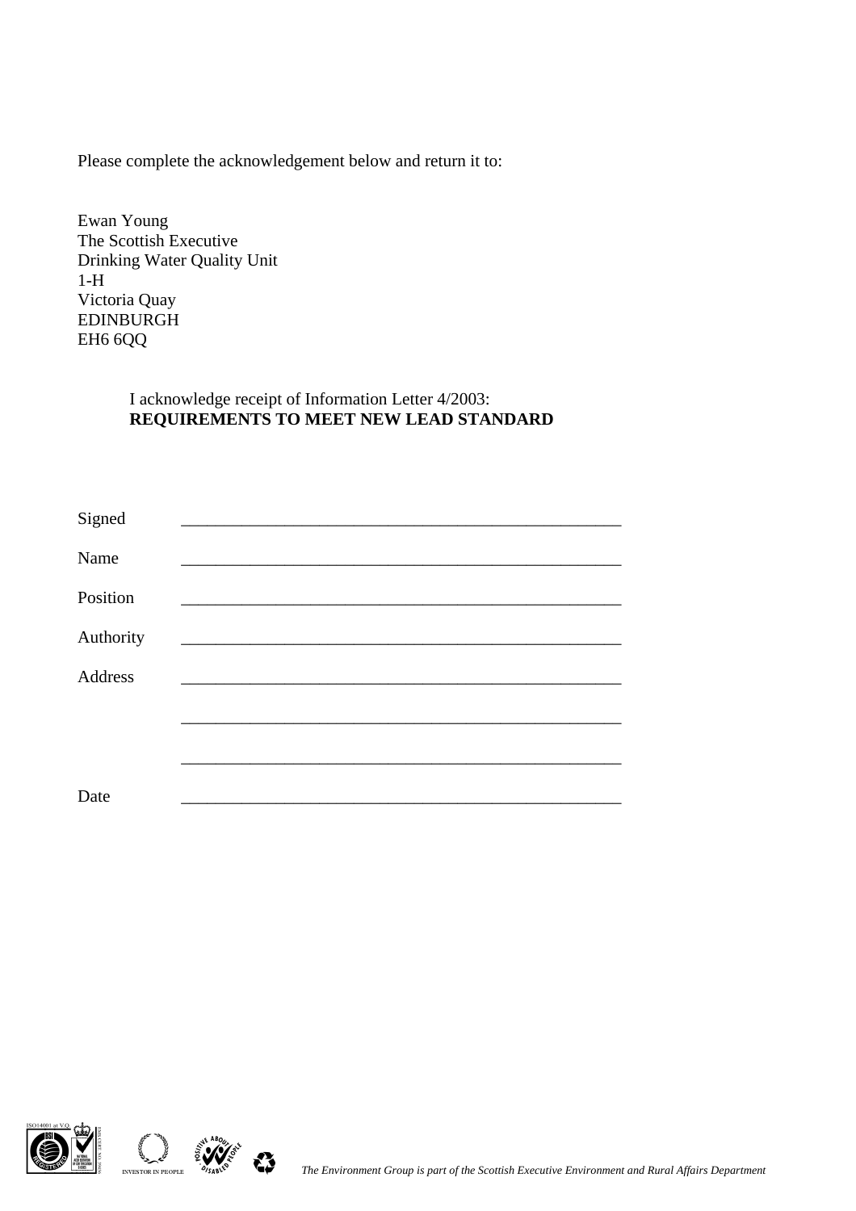Please complete the acknowledgement below and return it to:

Ewan Young
The Scottish Executive
Drinking Water Quality Unit
1-H
Victoria Quay
EDINBURGH
EH6 6QQ

I acknowledge receipt of Information Letter 4/2003:
**REQUIREMENTS TO MEET NEW LEAD STANDARD**

Signed ____________________________________________________

Name ____________________________________________________

Position ____________________________________________________

Authority ____________________________________________________

Address ____________________________________________________

____________________________________________________

____________________________________________________

Date ____________________________________________________

ISO14001 at V.Q.

INVESTOR IN PEOPLE

*The Environment Group is part of the Scottish Executive Environment and Rural Affairs Department*